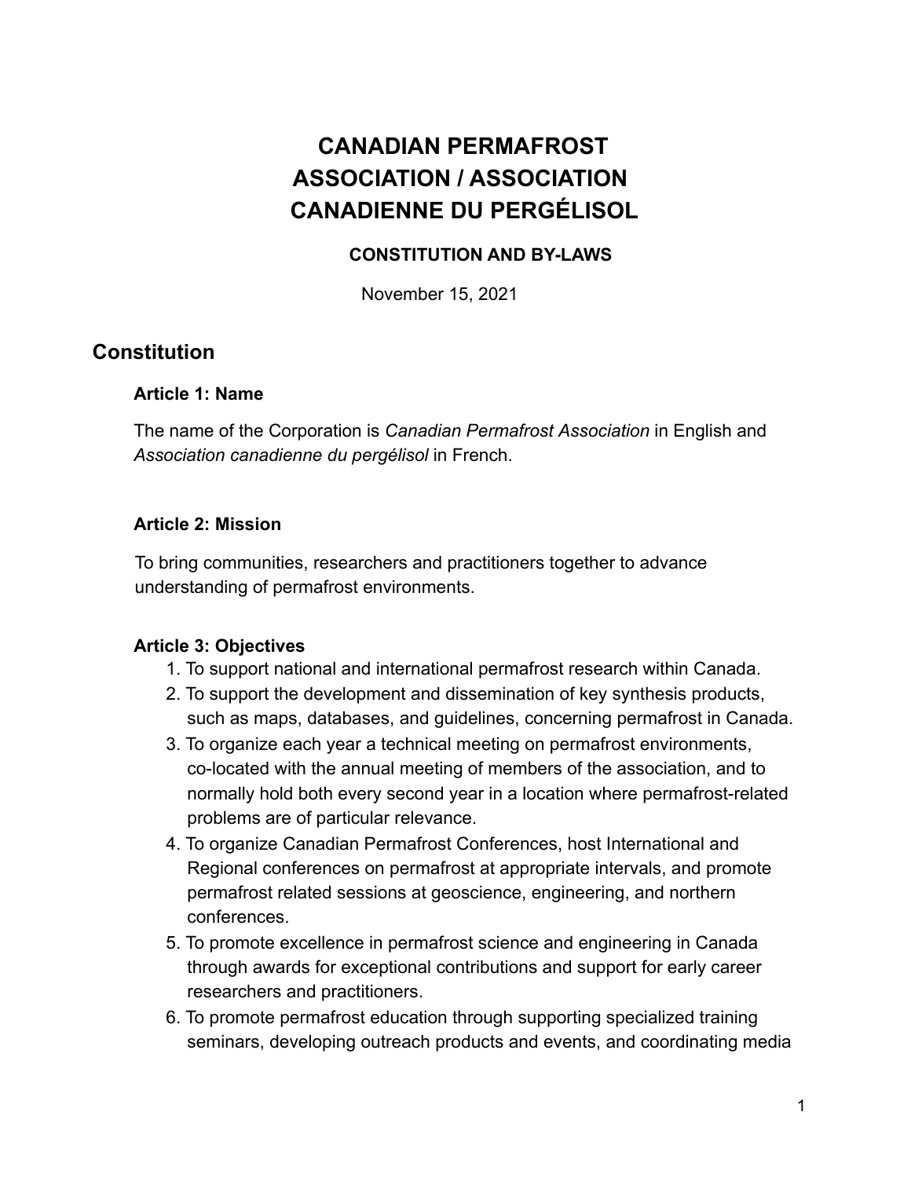# CANADIAN PERMAFROST ASSOCIATION / ASSOCIATION CANADIENNE DU PERGÉLISOL

### CONSTITUTION AND BY-LAWS

November 15, 2021

## Constitution

### Article 1: Name

The name of the Corporation is *Canadian Permafrost Association* in English and *Association canadienne du pergélisol* in French.

### Article 2: Mission

To bring communities, researchers and practitioners together to advance understanding of permafrost environments.

### Article 3: Objectives

1. To support national and international permafrost research within Canada.
2. To support the development and dissemination of key synthesis products, such as maps, databases, and guidelines, concerning permafrost in Canada.
3. To organize each year a technical meeting on permafrost environments, co-located with the annual meeting of members of the association, and to normally hold both every second year in a location where permafrost-related problems are of particular relevance.
4. To organize Canadian Permafrost Conferences, host International and Regional conferences on permafrost at appropriate intervals, and promote permafrost related sessions at geoscience, engineering, and northern conferences.
5. To promote excellence in permafrost science and engineering in Canada through awards for exceptional contributions and support for early career researchers and practitioners.
6. To promote permafrost education through supporting specialized training seminars, developing outreach products and events, and coordinating media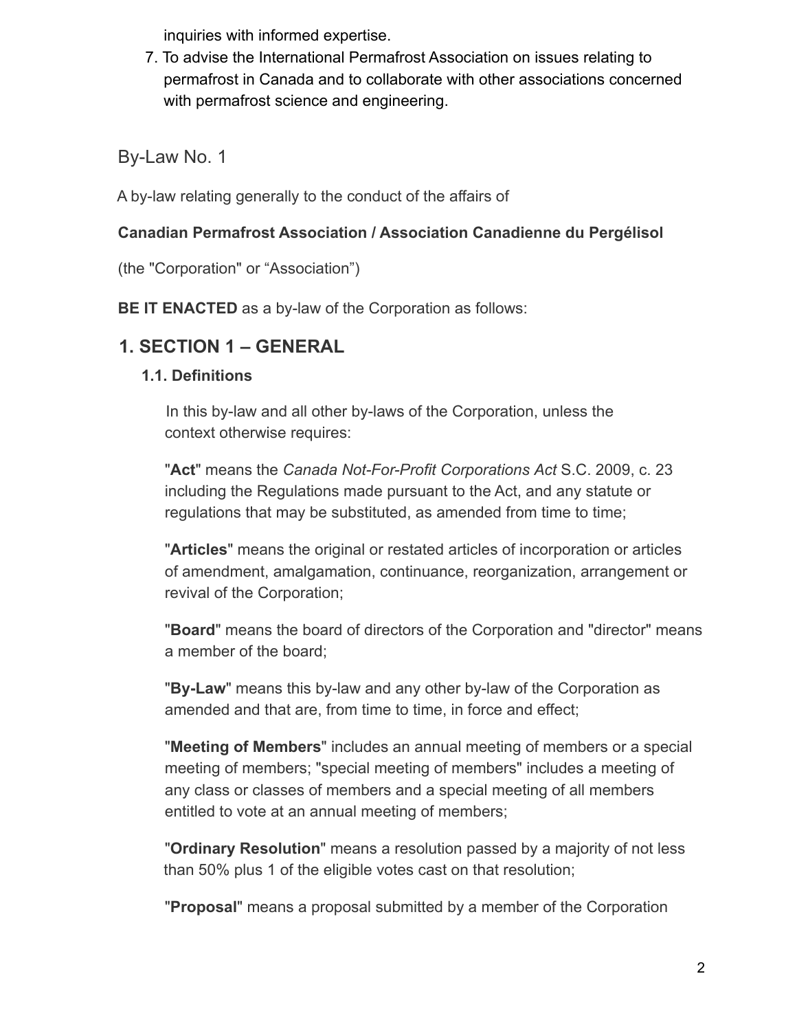inquiries with informed expertise.

7. To advise the International Permafrost Association on issues relating to permafrost in Canada and to collaborate with other associations concerned with permafrost science and engineering.

# By-Law No. 1

A by-law relating generally to the conduct of the affairs of

**Canadian Permafrost Association / Association Canadienne du Pergélisol**

(the "Corporation" or “Association”)

**BE IT ENACTED** as a by-law of the Corporation as follows:

## 1. SECTION 1 – GENERAL

### 1.1. Definitions

In this by-law and all other by-laws of the Corporation, unless the context otherwise requires:

"**Act**" means the *Canada Not-For-Profit Corporations Act* S.C. 2009, c. 23 including the Regulations made pursuant to the Act, and any statute or regulations that may be substituted, as amended from time to time;

"**Articles**" means the original or restated articles of incorporation or articles of amendment, amalgamation, continuance, reorganization, arrangement or revival of the Corporation;

"**Board**" means the board of directors of the Corporation and "director" means a member of the board;

"**By-Law**" means this by-law and any other by-law of the Corporation as amended and that are, from time to time, in force and effect;

"**Meeting of Members**" includes an annual meeting of members or a special meeting of members; "special meeting of members" includes a meeting of any class or classes of members and a special meeting of all members entitled to vote at an annual meeting of members;

"**Ordinary Resolution**" means a resolution passed by a majority of not less than 50% plus 1 of the eligible votes cast on that resolution;

"**Proposal**" means a proposal submitted by a member of the Corporation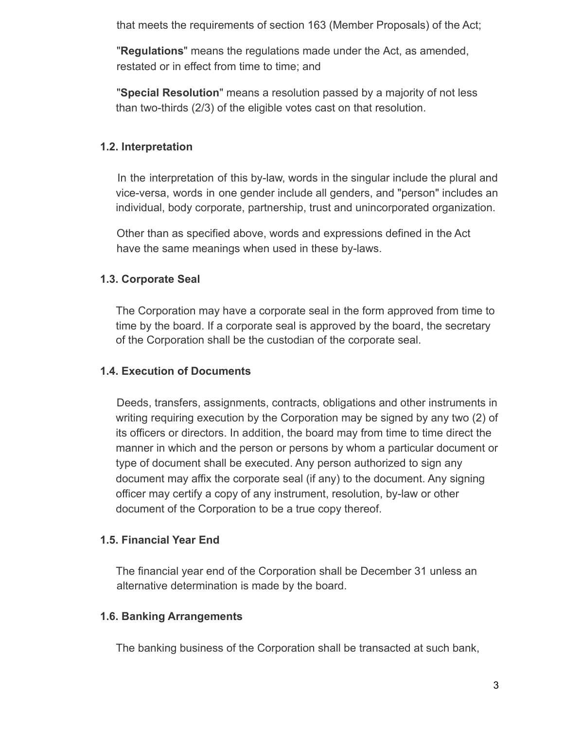that meets the requirements of section 163 (Member Proposals) of the Act;

"**Regulations**" means the regulations made under the Act, as amended, restated or in effect from time to time; and

"**Special Resolution**" means a resolution passed by a majority of not less than two-thirds (2/3) of the eligible votes cast on that resolution.

### 1.2. Interpretation

In the interpretation of this by-law, words in the singular include the plural and vice-versa, words in one gender include all genders, and "person" includes an individual, body corporate, partnership, trust and unincorporated organization.

Other than as specified above, words and expressions defined in the Act have the same meanings when used in these by-laws.

### 1.3. Corporate Seal

The Corporation may have a corporate seal in the form approved from time to time by the board. If a corporate seal is approved by the board, the secretary of the Corporation shall be the custodian of the corporate seal.

### 1.4. Execution of Documents

Deeds, transfers, assignments, contracts, obligations and other instruments in writing requiring execution by the Corporation may be signed by any two (2) of its officers or directors. In addition, the board may from time to time direct the manner in which and the person or persons by whom a particular document or type of document shall be executed. Any person authorized to sign any document may affix the corporate seal (if any) to the document. Any signing officer may certify a copy of any instrument, resolution, by-law or other document of the Corporation to be a true copy thereof.

### 1.5. Financial Year End

The financial year end of the Corporation shall be December 31 unless an alternative determination is made by the board.

### 1.6. Banking Arrangements

The banking business of the Corporation shall be transacted at such bank,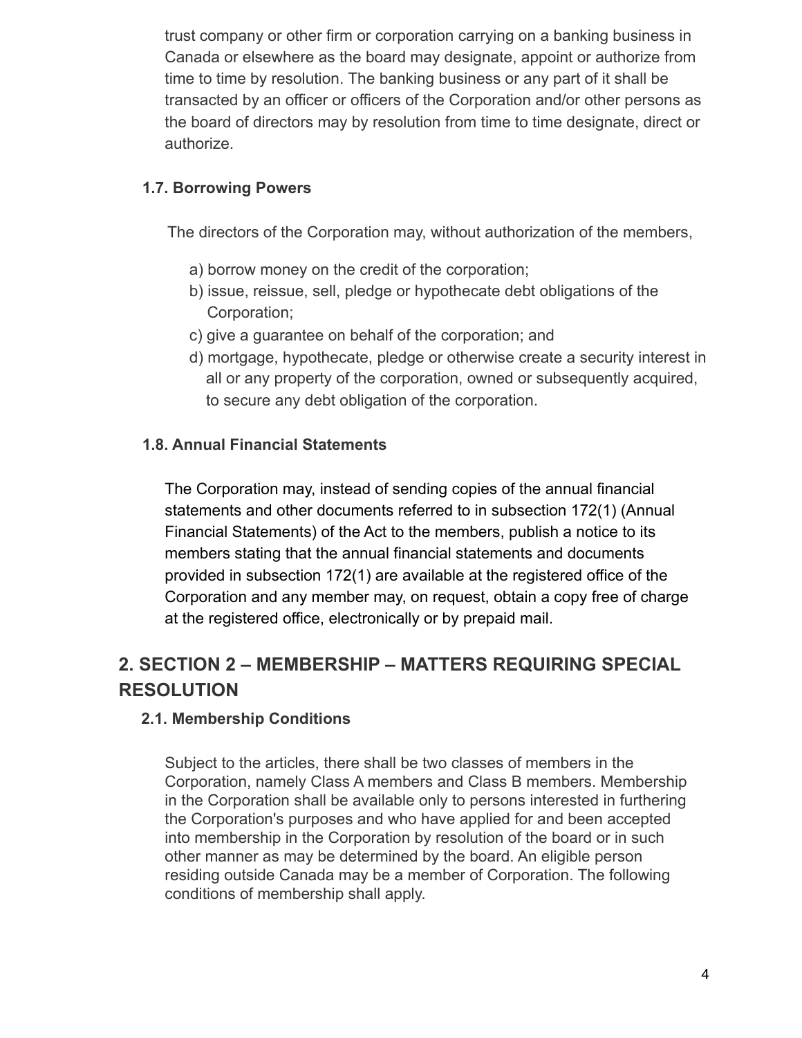trust company or other firm or corporation carrying on a banking business in Canada or elsewhere as the board may designate, appoint or authorize from time to time by resolution. The banking business or any part of it shall be transacted by an officer or officers of the Corporation and/or other persons as the board of directors may by resolution from time to time designate, direct or authorize.

### 1.7. Borrowing Powers

The directors of the Corporation may, without authorization of the members,

a) borrow money on the credit of the corporation;
b) issue, reissue, sell, pledge or hypothecate debt obligations of the Corporation;
c) give a guarantee on behalf of the corporation; and
d) mortgage, hypothecate, pledge or otherwise create a security interest in all or any property of the corporation, owned or subsequently acquired, to secure any debt obligation of the corporation.

### 1.8. Annual Financial Statements

The Corporation may, instead of sending copies of the annual financial statements and other documents referred to in subsection 172(1) (Annual Financial Statements) of the Act to the members, publish a notice to its members stating that the annual financial statements and documents provided in subsection 172(1) are available at the registered office of the Corporation and any member may, on request, obtain a copy free of charge at the registered office, electronically or by prepaid mail.

## 2. SECTION 2 – MEMBERSHIP – MATTERS REQUIRING SPECIAL RESOLUTION

### 2.1. Membership Conditions

Subject to the articles, there shall be two classes of members in the Corporation, namely Class A members and Class B members. Membership in the Corporation shall be available only to persons interested in furthering the Corporation's purposes and who have applied for and been accepted into membership in the Corporation by resolution of the board or in such other manner as may be determined by the board. An eligible person residing outside Canada may be a member of Corporation. The following conditions of membership shall apply.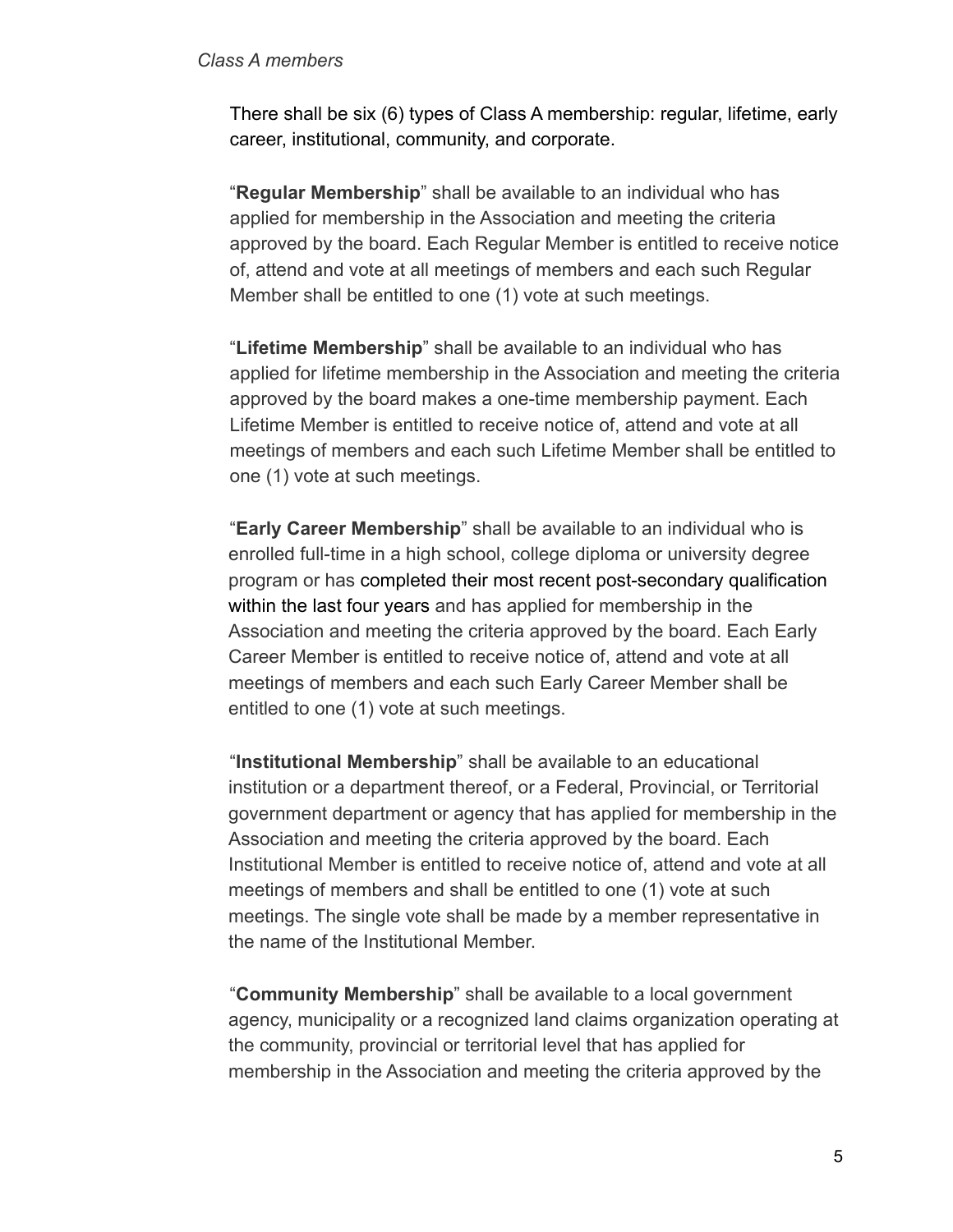*Class A members*

There shall be six (6) types of Class A membership: regular, lifetime, early career, institutional, community, and corporate.

“**Regular Membership**” shall be available to an individual who has applied for membership in the Association and meeting the criteria approved by the board. Each Regular Member is entitled to receive notice of, attend and vote at all meetings of members and each such Regular Member shall be entitled to one (1) vote at such meetings.

“**Lifetime Membership**” shall be available to an individual who has applied for lifetime membership in the Association and meeting the criteria approved by the board makes a one-time membership payment. Each Lifetime Member is entitled to receive notice of, attend and vote at all meetings of members and each such Lifetime Member shall be entitled to one (1) vote at such meetings.

“**Early Career Membership**” shall be available to an individual who is enrolled full-time in a high school, college diploma or university degree program or has completed their most recent post-secondary qualification within the last four years and has applied for membership in the Association and meeting the criteria approved by the board. Each Early Career Member is entitled to receive notice of, attend and vote at all meetings of members and each such Early Career Member shall be entitled to one (1) vote at such meetings.

“**Institutional Membership**” shall be available to an educational institution or a department thereof, or a Federal, Provincial, or Territorial government department or agency that has applied for membership in the Association and meeting the criteria approved by the board. Each Institutional Member is entitled to receive notice of, attend and vote at all meetings of members and shall be entitled to one (1) vote at such meetings. The single vote shall be made by a member representative in the name of the Institutional Member.

“**Community Membership**” shall be available to a local government agency, municipality or a recognized land claims organization operating at the community, provincial or territorial level that has applied for membership in the Association and meeting the criteria approved by the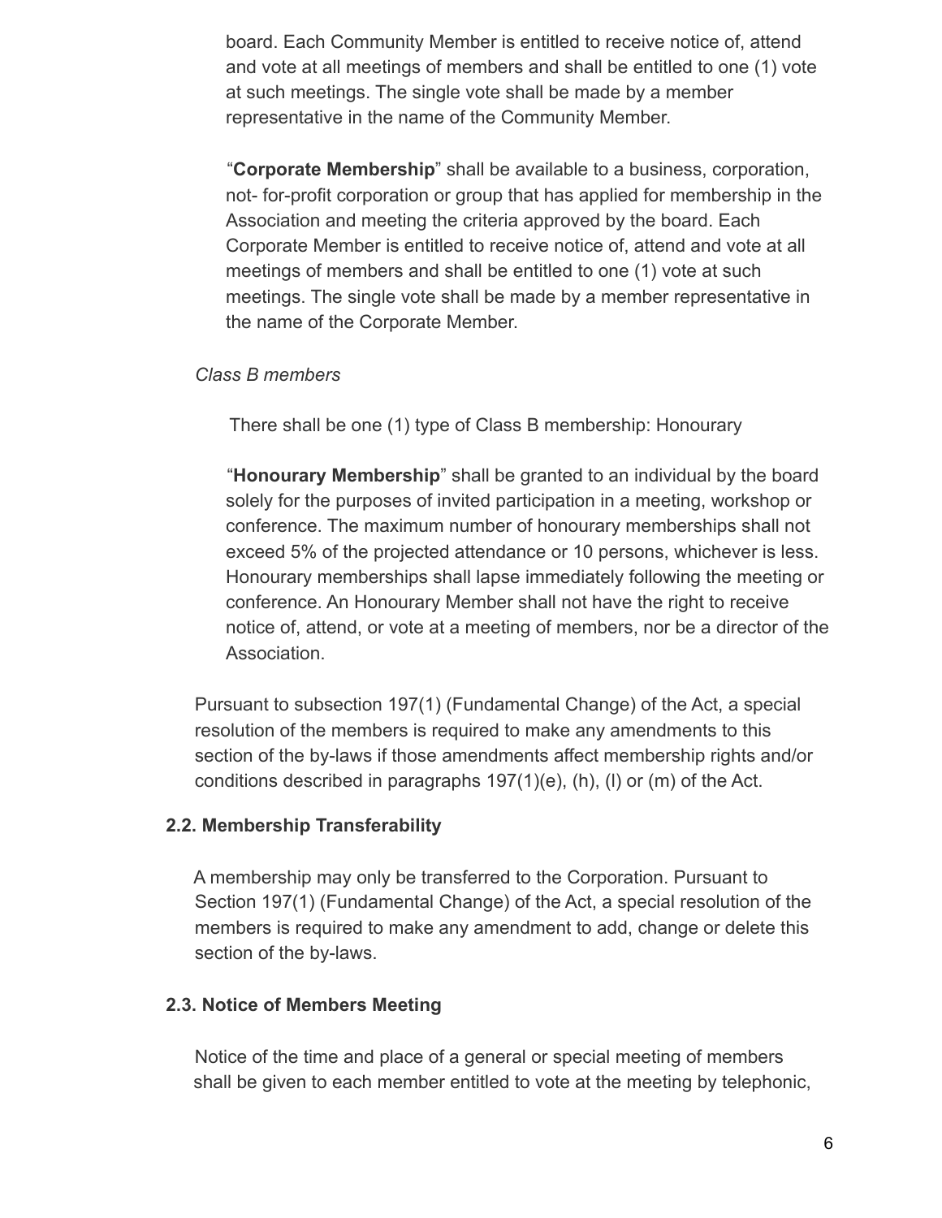board. Each Community Member is entitled to receive notice of, attend and vote at all meetings of members and shall be entitled to one (1) vote at such meetings. The single vote shall be made by a member representative in the name of the Community Member.

"**Corporate Membership**" shall be available to a business, corporation, not- for-profit corporation or group that has applied for membership in the Association and meeting the criteria approved by the board. Each Corporate Member is entitled to receive notice of, attend and vote at all meetings of members and shall be entitled to one (1) vote at such meetings. The single vote shall be made by a member representative in the name of the Corporate Member.

*Class B members*

There shall be one (1) type of Class B membership: Honourary

"**Honourary Membership**" shall be granted to an individual by the board solely for the purposes of invited participation in a meeting, workshop or conference. The maximum number of honourary memberships shall not exceed 5% of the projected attendance or 10 persons, whichever is less. Honourary memberships shall lapse immediately following the meeting or conference. An Honourary Member shall not have the right to receive notice of, attend, or vote at a meeting of members, nor be a director of the Association.

Pursuant to subsection 197(1) (Fundamental Change) of the Act, a special resolution of the members is required to make any amendments to this section of the by-laws if those amendments affect membership rights and/or conditions described in paragraphs 197(1)(e), (h), (l) or (m) of the Act.

### 2.2. Membership Transferability

A membership may only be transferred to the Corporation. Pursuant to Section 197(1) (Fundamental Change) of the Act, a special resolution of the members is required to make any amendment to add, change or delete this section of the by-laws.

### 2.3. Notice of Members Meeting

Notice of the time and place of a general or special meeting of members shall be given to each member entitled to vote at the meeting by telephonic,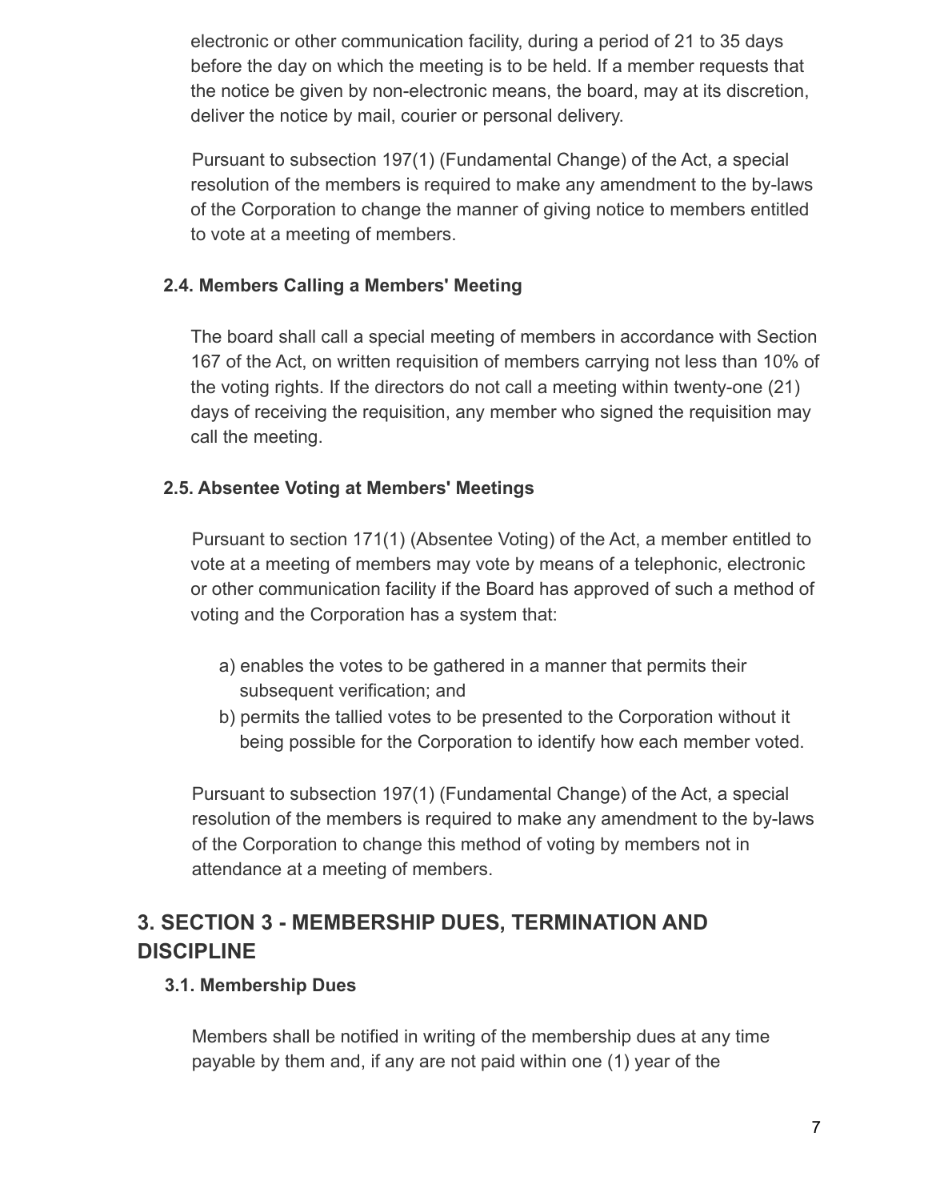electronic or other communication facility, during a period of 21 to 35 days before the day on which the meeting is to be held. If a member requests that the notice be given by non-electronic means, the board, may at its discretion, deliver the notice by mail, courier or personal delivery.

Pursuant to subsection 197(1) (Fundamental Change) of the Act, a special resolution of the members is required to make any amendment to the by-laws of the Corporation to change the manner of giving notice to members entitled to vote at a meeting of members.

### 2.4. Members Calling a Members' Meeting

The board shall call a special meeting of members in accordance with Section 167 of the Act, on written requisition of members carrying not less than 10% of the voting rights. If the directors do not call a meeting within twenty-one (21) days of receiving the requisition, any member who signed the requisition may call the meeting.

### 2.5. Absentee Voting at Members' Meetings

Pursuant to section 171(1) (Absentee Voting) of the Act, a member entitled to vote at a meeting of members may vote by means of a telephonic, electronic or other communication facility if the Board has approved of such a method of voting and the Corporation has a system that:

a) enables the votes to be gathered in a manner that permits their subsequent verification; and
b) permits the tallied votes to be presented to the Corporation without it being possible for the Corporation to identify how each member voted.

Pursuant to subsection 197(1) (Fundamental Change) of the Act, a special resolution of the members is required to make any amendment to the by-laws of the Corporation to change this method of voting by members not in attendance at a meeting of members.

## 3. SECTION 3 - MEMBERSHIP DUES, TERMINATION AND DISCIPLINE

### 3.1. Membership Dues

Members shall be notified in writing of the membership dues at any time payable by them and, if any are not paid within one (1) year of the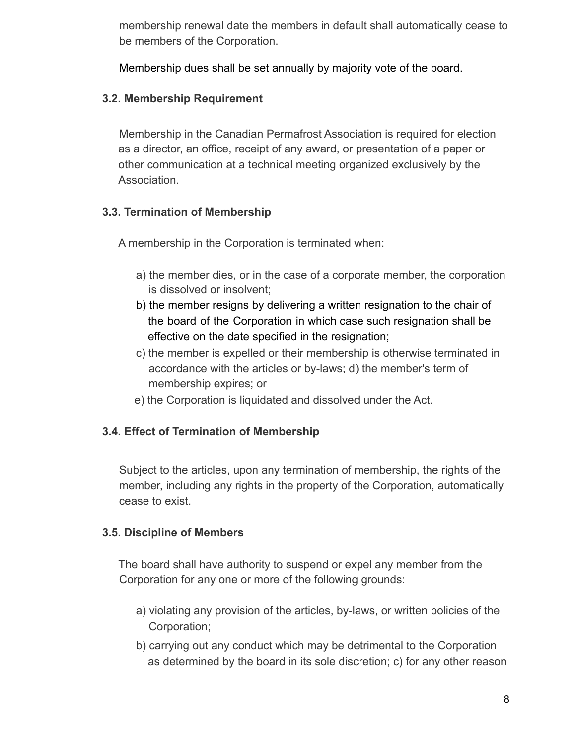membership renewal date the members in default shall automatically cease to be members of the Corporation.

Membership dues shall be set annually by majority vote of the board.

### 3.2. Membership Requirement

Membership in the Canadian Permafrost Association is required for election as a director, an office, receipt of any award, or presentation of a paper or other communication at a technical meeting organized exclusively by the Association.

### 3.3. Termination of Membership

A membership in the Corporation is terminated when:

a) the member dies, or in the case of a corporate member, the corporation is dissolved or insolvent;

b) the member resigns by delivering a written resignation to the chair of the board of the Corporation in which case such resignation shall be effective on the date specified in the resignation;

c) the member is expelled or their membership is otherwise terminated in accordance with the articles or by-laws; d) the member's term of membership expires; or

e) the Corporation is liquidated and dissolved under the Act.

### 3.4. Effect of Termination of Membership

Subject to the articles, upon any termination of membership, the rights of the member, including any rights in the property of the Corporation, automatically cease to exist.

### 3.5. Discipline of Members

The board shall have authority to suspend or expel any member from the Corporation for any one or more of the following grounds:

a) violating any provision of the articles, by-laws, or written policies of the Corporation;

b) carrying out any conduct which may be detrimental to the Corporation as determined by the board in its sole discretion; c) for any other reason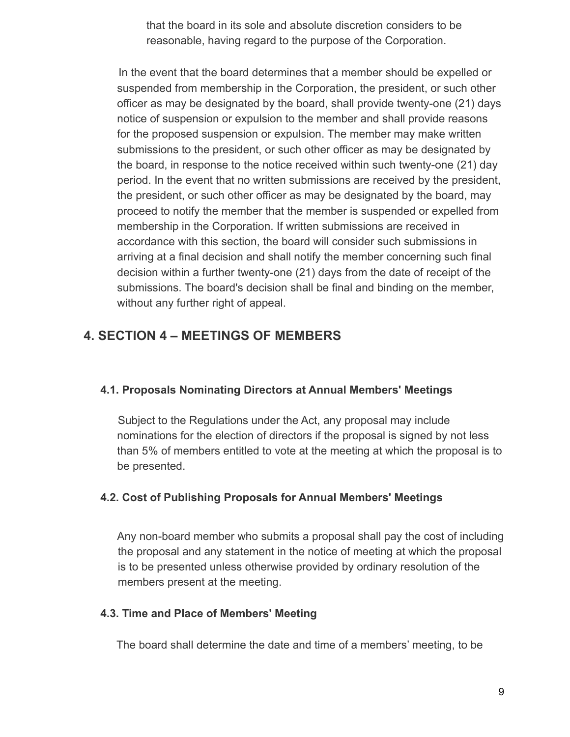that the board in its sole and absolute discretion considers to be reasonable, having regard to the purpose of the Corporation.

In the event that the board determines that a member should be expelled or suspended from membership in the Corporation, the president, or such other officer as may be designated by the board, shall provide twenty-one (21) days notice of suspension or expulsion to the member and shall provide reasons for the proposed suspension or expulsion. The member may make written submissions to the president, or such other officer as may be designated by the board, in response to the notice received within such twenty-one (21) day period. In the event that no written submissions are received by the president, the president, or such other officer as may be designated by the board, may proceed to notify the member that the member is suspended or expelled from membership in the Corporation. If written submissions are received in accordance with this section, the board will consider such submissions in arriving at a final decision and shall notify the member concerning such final decision within a further twenty-one (21) days from the date of receipt of the submissions. The board's decision shall be final and binding on the member, without any further right of appeal.

## 4. SECTION 4 – MEETINGS OF MEMBERS

### 4.1. Proposals Nominating Directors at Annual Members' Meetings

Subject to the Regulations under the Act, any proposal may include nominations for the election of directors if the proposal is signed by not less than 5% of members entitled to vote at the meeting at which the proposal is to be presented.

### 4.2. Cost of Publishing Proposals for Annual Members' Meetings

Any non-board member who submits a proposal shall pay the cost of including the proposal and any statement in the notice of meeting at which the proposal is to be presented unless otherwise provided by ordinary resolution of the members present at the meeting.

### 4.3. Time and Place of Members' Meeting

The board shall determine the date and time of a members' meeting, to be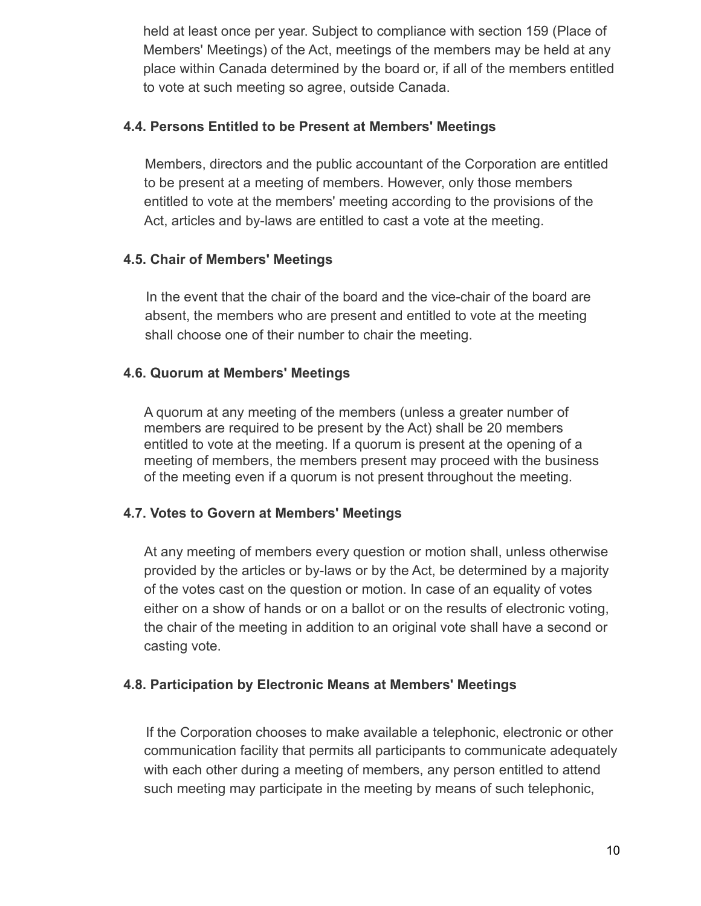held at least once per year. Subject to compliance with section 159 (Place of Members' Meetings) of the Act, meetings of the members may be held at any place within Canada determined by the board or, if all of the members entitled to vote at such meeting so agree, outside Canada.

### 4.4. Persons Entitled to be Present at Members' Meetings

Members, directors and the public accountant of the Corporation are entitled to be present at a meeting of members. However, only those members entitled to vote at the members' meeting according to the provisions of the Act, articles and by-laws are entitled to cast a vote at the meeting.

### 4.5. Chair of Members' Meetings

In the event that the chair of the board and the vice-chair of the board are absent, the members who are present and entitled to vote at the meeting shall choose one of their number to chair the meeting.

### 4.6. Quorum at Members' Meetings

A quorum at any meeting of the members (unless a greater number of members are required to be present by the Act) shall be 20 members entitled to vote at the meeting. If a quorum is present at the opening of a meeting of members, the members present may proceed with the business of the meeting even if a quorum is not present throughout the meeting.

### 4.7. Votes to Govern at Members' Meetings

At any meeting of members every question or motion shall, unless otherwise provided by the articles or by-laws or by the Act, be determined by a majority of the votes cast on the question or motion. In case of an equality of votes either on a show of hands or on a ballot or on the results of electronic voting, the chair of the meeting in addition to an original vote shall have a second or casting vote.

### 4.8. Participation by Electronic Means at Members' Meetings

If the Corporation chooses to make available a telephonic, electronic or other communication facility that permits all participants to communicate adequately with each other during a meeting of members, any person entitled to attend such meeting may participate in the meeting by means of such telephonic,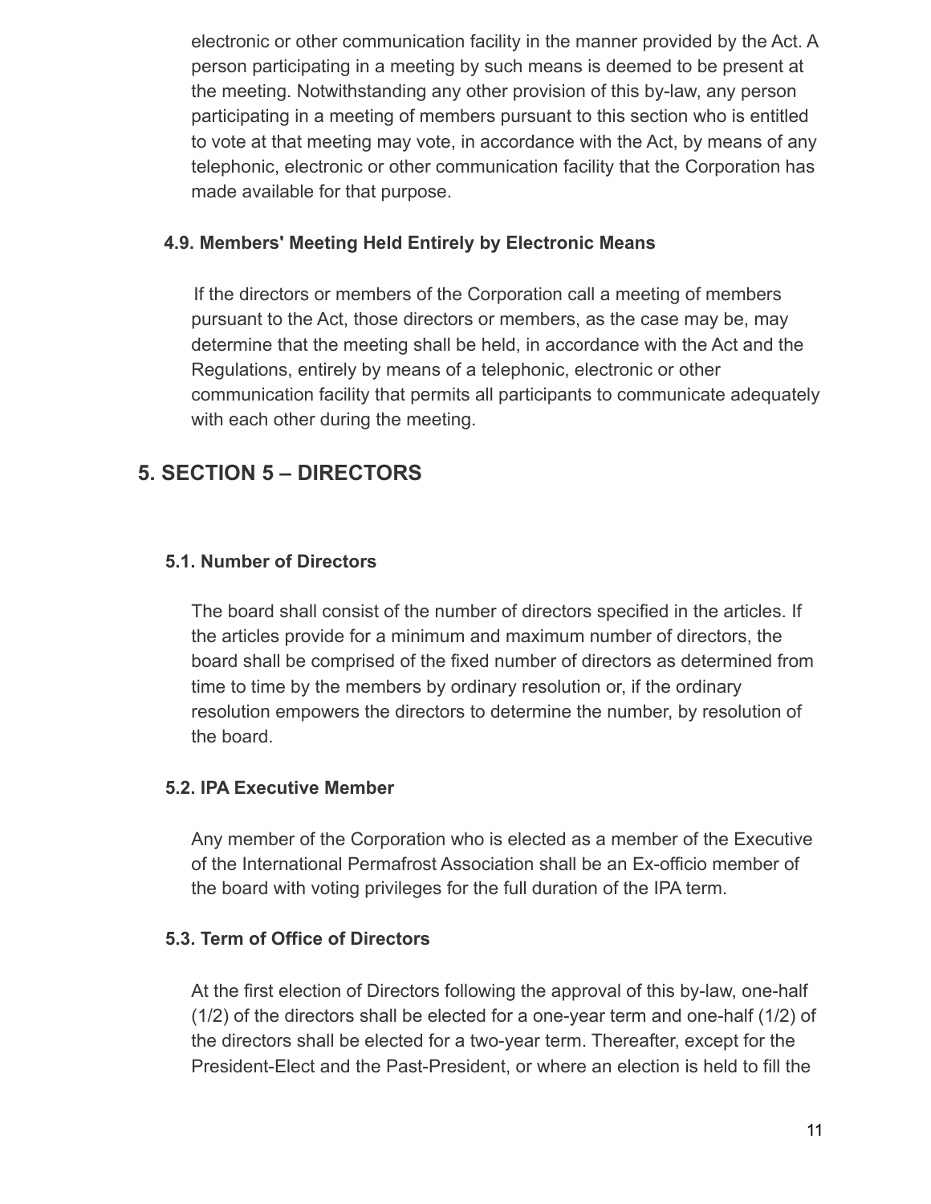electronic or other communication facility in the manner provided by the Act. A person participating in a meeting by such means is deemed to be present at the meeting. Notwithstanding any other provision of this by-law, any person participating in a meeting of members pursuant to this section who is entitled to vote at that meeting may vote, in accordance with the Act, by means of any telephonic, electronic or other communication facility that the Corporation has made available for that purpose.

### 4.9. Members' Meeting Held Entirely by Electronic Means

If the directors or members of the Corporation call a meeting of members pursuant to the Act, those directors or members, as the case may be, may determine that the meeting shall be held, in accordance with the Act and the Regulations, entirely by means of a telephonic, electronic or other communication facility that permits all participants to communicate adequately with each other during the meeting.

## 5. SECTION 5 – DIRECTORS

### 5.1. Number of Directors

The board shall consist of the number of directors specified in the articles. If the articles provide for a minimum and maximum number of directors, the board shall be comprised of the fixed number of directors as determined from time to time by the members by ordinary resolution or, if the ordinary resolution empowers the directors to determine the number, by resolution of the board.

### 5.2. IPA Executive Member

Any member of the Corporation who is elected as a member of the Executive of the International Permafrost Association shall be an Ex-officio member of the board with voting privileges for the full duration of the IPA term.

### 5.3. Term of Office of Directors

At the first election of Directors following the approval of this by-law, one-half (1/2) of the directors shall be elected for a one-year term and one-half (1/2) of the directors shall be elected for a two-year term. Thereafter, except for the President-Elect and the Past-President, or where an election is held to fill the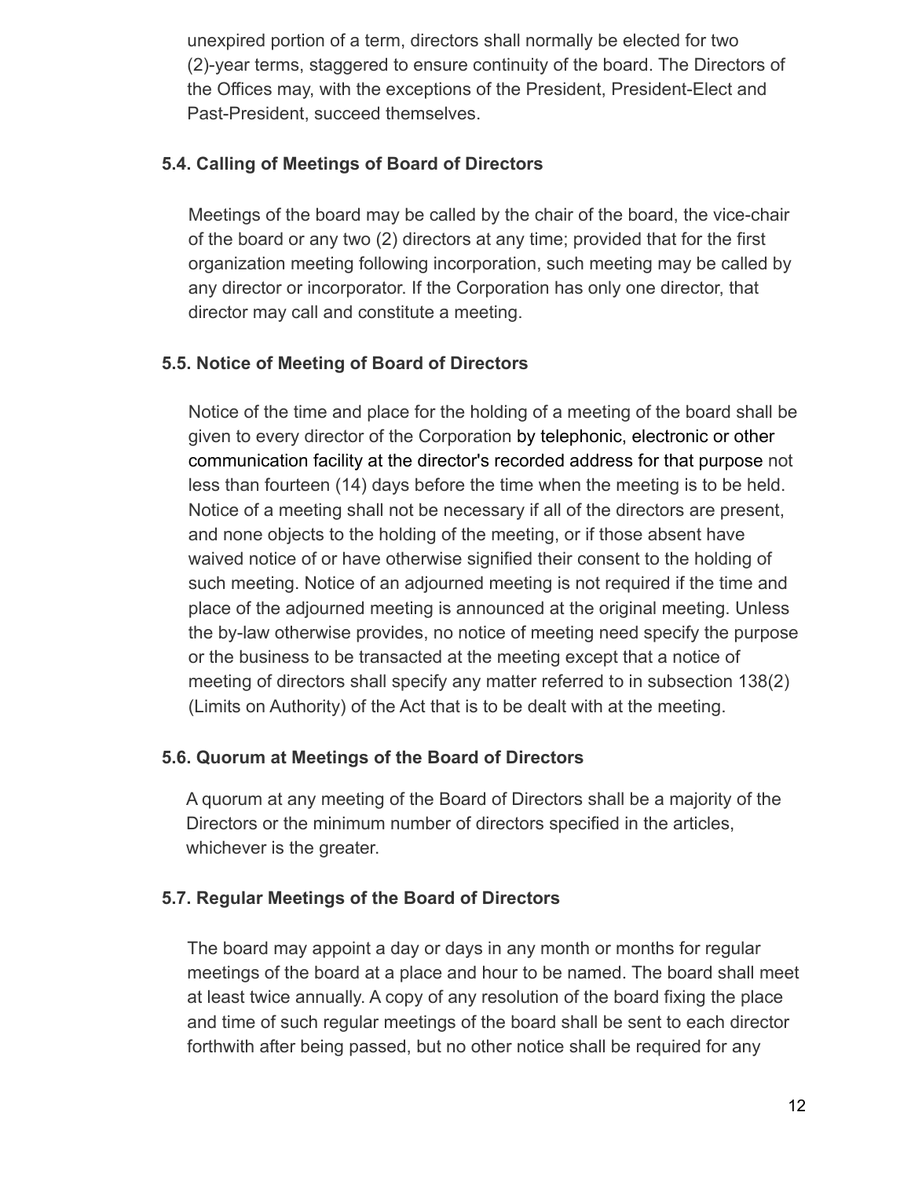unexpired portion of a term, directors shall normally be elected for two (2)-year terms, staggered to ensure continuity of the board. The Directors of the Offices may, with the exceptions of the President, President-Elect and Past-President, succeed themselves.

### 5.4. Calling of Meetings of Board of Directors

Meetings of the board may be called by the chair of the board, the vice-chair of the board or any two (2) directors at any time; provided that for the first organization meeting following incorporation, such meeting may be called by any director or incorporator. If the Corporation has only one director, that director may call and constitute a meeting.

### 5.5. Notice of Meeting of Board of Directors

Notice of the time and place for the holding of a meeting of the board shall be given to every director of the Corporation by telephonic, electronic or other communication facility at the director's recorded address for that purpose not less than fourteen (14) days before the time when the meeting is to be held. Notice of a meeting shall not be necessary if all of the directors are present, and none objects to the holding of the meeting, or if those absent have waived notice of or have otherwise signified their consent to the holding of such meeting. Notice of an adjourned meeting is not required if the time and place of the adjourned meeting is announced at the original meeting. Unless the by-law otherwise provides, no notice of meeting need specify the purpose or the business to be transacted at the meeting except that a notice of meeting of directors shall specify any matter referred to in subsection 138(2) (Limits on Authority) of the Act that is to be dealt with at the meeting.

### 5.6. Quorum at Meetings of the Board of Directors

A quorum at any meeting of the Board of Directors shall be a majority of the Directors or the minimum number of directors specified in the articles, whichever is the greater.

### 5.7. Regular Meetings of the Board of Directors

The board may appoint a day or days in any month or months for regular meetings of the board at a place and hour to be named. The board shall meet at least twice annually. A copy of any resolution of the board fixing the place and time of such regular meetings of the board shall be sent to each director forthwith after being passed, but no other notice shall be required for any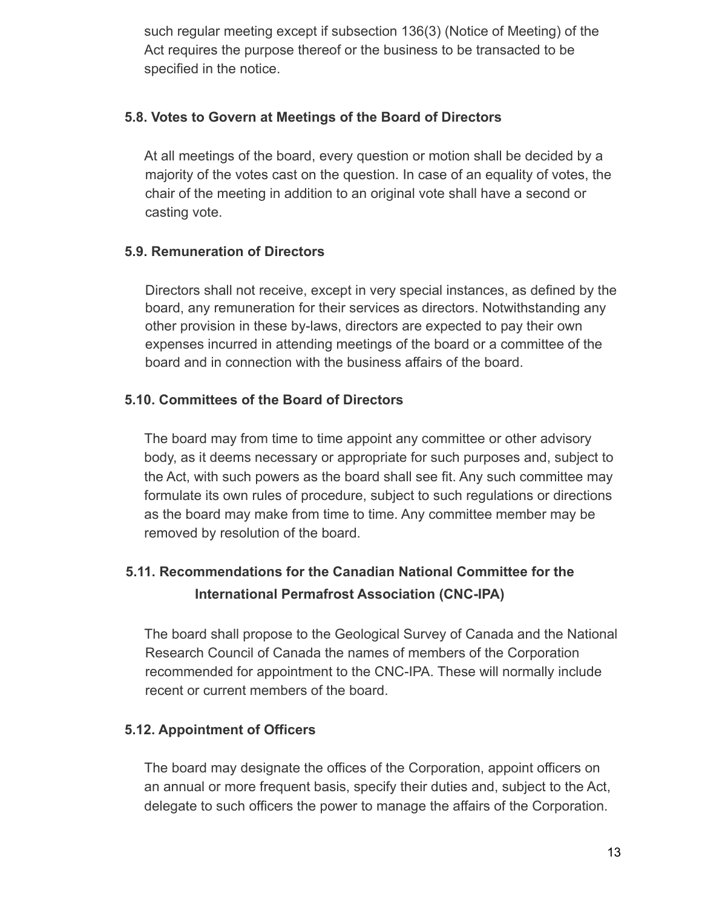such regular meeting except if subsection 136(3) (Notice of Meeting) of the Act requires the purpose thereof or the business to be transacted to be specified in the notice.

### 5.8. Votes to Govern at Meetings of the Board of Directors

At all meetings of the board, every question or motion shall be decided by a majority of the votes cast on the question. In case of an equality of votes, the chair of the meeting in addition to an original vote shall have a second or casting vote.

### 5.9. Remuneration of Directors

Directors shall not receive, except in very special instances, as defined by the board, any remuneration for their services as directors. Notwithstanding any other provision in these by-laws, directors are expected to pay their own expenses incurred in attending meetings of the board or a committee of the board and in connection with the business affairs of the board.

### 5.10. Committees of the Board of Directors

The board may from time to time appoint any committee or other advisory body, as it deems necessary or appropriate for such purposes and, subject to the Act, with such powers as the board shall see fit. Any such committee may formulate its own rules of procedure, subject to such regulations or directions as the board may make from time to time. Any committee member may be removed by resolution of the board.

### 5.11. Recommendations for the Canadian National Committee for the International Permafrost Association (CNC-IPA)

The board shall propose to the Geological Survey of Canada and the National Research Council of Canada the names of members of the Corporation recommended for appointment to the CNC-IPA. These will normally include recent or current members of the board.

### 5.12. Appointment of Officers

The board may designate the offices of the Corporation, appoint officers on an annual or more frequent basis, specify their duties and, subject to the Act, delegate to such officers the power to manage the affairs of the Corporation.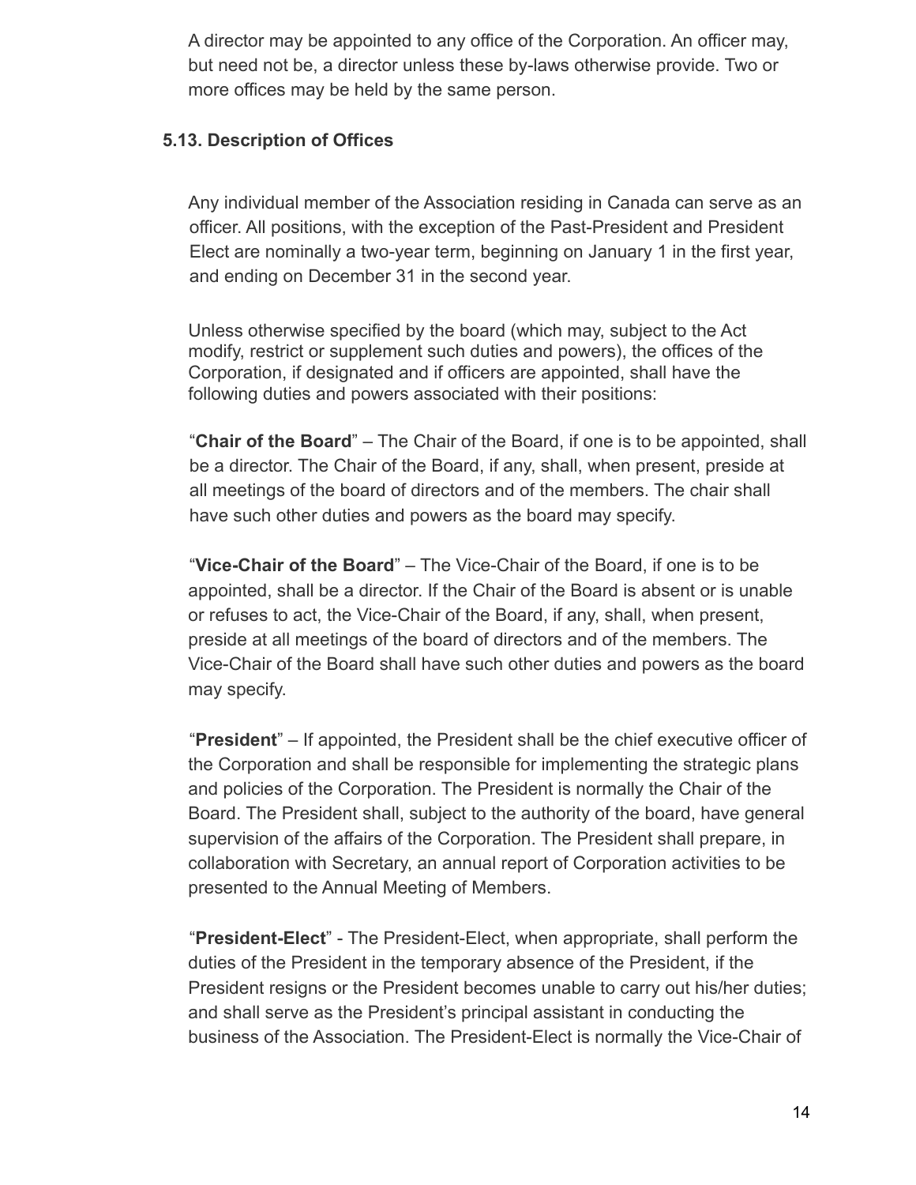A director may be appointed to any office of the Corporation. An officer may, but need not be, a director unless these by-laws otherwise provide. Two or more offices may be held by the same person.

### 5.13. Description of Offices

Any individual member of the Association residing in Canada can serve as an officer. All positions, with the exception of the Past-President and President Elect are nominally a two-year term, beginning on January 1 in the first year, and ending on December 31 in the second year.

Unless otherwise specified by the board (which may, subject to the Act modify, restrict or supplement such duties and powers), the offices of the Corporation, if designated and if officers are appointed, shall have the following duties and powers associated with their positions:

"**Chair of the Board**" – The Chair of the Board, if one is to be appointed, shall be a director. The Chair of the Board, if any, shall, when present, preside at all meetings of the board of directors and of the members. The chair shall have such other duties and powers as the board may specify.

"**Vice-Chair of the Board**" – The Vice-Chair of the Board, if one is to be appointed, shall be a director. If the Chair of the Board is absent or is unable or refuses to act, the Vice-Chair of the Board, if any, shall, when present, preside at all meetings of the board of directors and of the members. The Vice-Chair of the Board shall have such other duties and powers as the board may specify.

"**President**" – If appointed, the President shall be the chief executive officer of the Corporation and shall be responsible for implementing the strategic plans and policies of the Corporation. The President is normally the Chair of the Board. The President shall, subject to the authority of the board, have general supervision of the affairs of the Corporation. The President shall prepare, in collaboration with Secretary, an annual report of Corporation activities to be presented to the Annual Meeting of Members.

"**President-Elect**" - The President-Elect, when appropriate, shall perform the duties of the President in the temporary absence of the President, if the President resigns or the President becomes unable to carry out his/her duties; and shall serve as the President's principal assistant in conducting the business of the Association. The President-Elect is normally the Vice-Chair of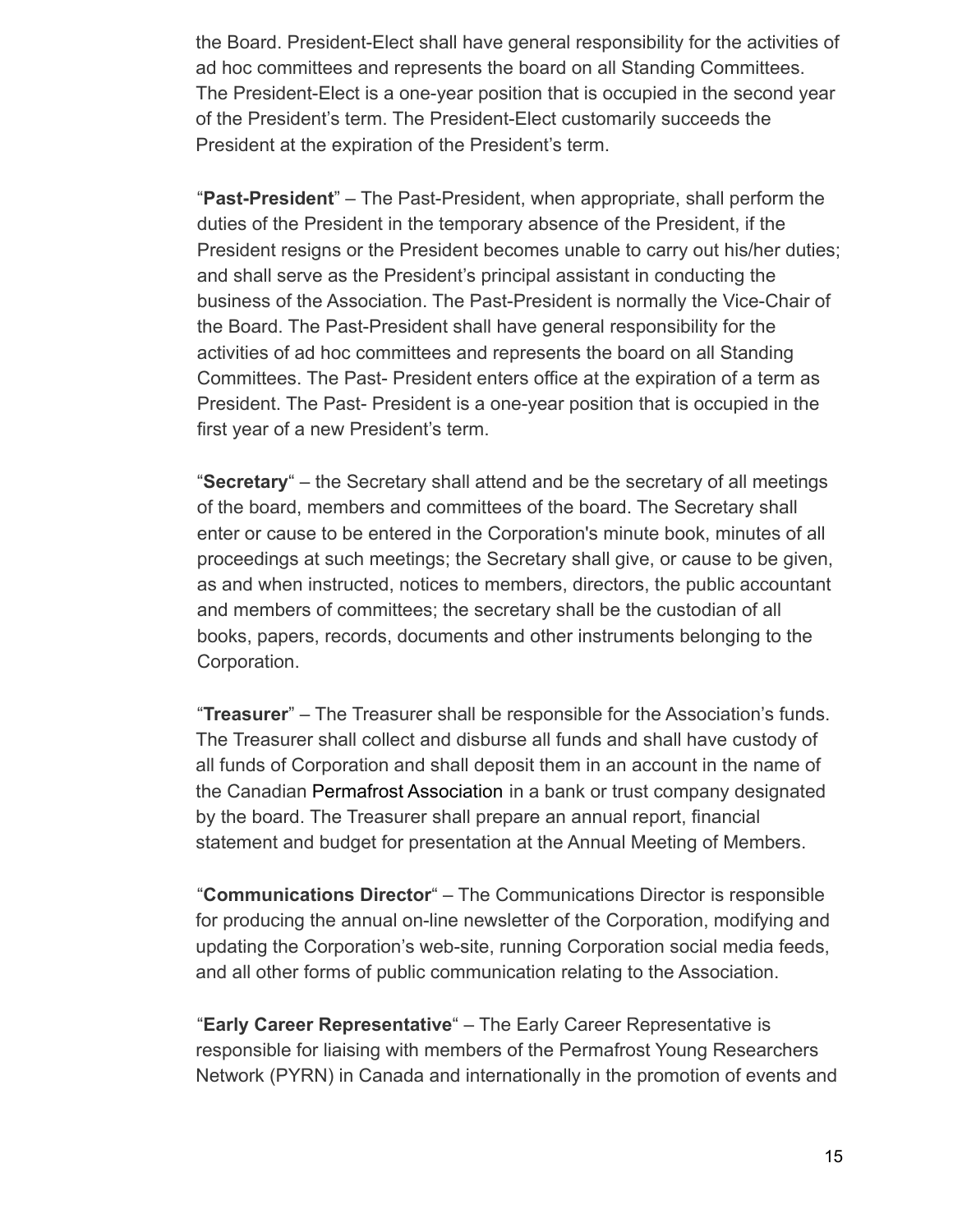the Board. President-Elect shall have general responsibility for the activities of ad hoc committees and represents the board on all Standing Committees. The President-Elect is a one-year position that is occupied in the second year of the President's term. The President-Elect customarily succeeds the President at the expiration of the President's term.

"**Past-President**" – The Past-President, when appropriate, shall perform the duties of the President in the temporary absence of the President, if the President resigns or the President becomes unable to carry out his/her duties; and shall serve as the President's principal assistant in conducting the business of the Association. The Past-President is normally the Vice-Chair of the Board. The Past-President shall have general responsibility for the activities of ad hoc committees and represents the board on all Standing Committees. The Past- President enters office at the expiration of a term as President. The Past- President is a one-year position that is occupied in the first year of a new President's term.

"**Secretary**" – the Secretary shall attend and be the secretary of all meetings of the board, members and committees of the board. The Secretary shall enter or cause to be entered in the Corporation's minute book, minutes of all proceedings at such meetings; the Secretary shall give, or cause to be given, as and when instructed, notices to members, directors, the public accountant and members of committees; the secretary shall be the custodian of all books, papers, records, documents and other instruments belonging to the Corporation.

"**Treasurer**" – The Treasurer shall be responsible for the Association's funds. The Treasurer shall collect and disburse all funds and shall have custody of all funds of Corporation and shall deposit them in an account in the name of the Canadian Permafrost Association in a bank or trust company designated by the board. The Treasurer shall prepare an annual report, financial statement and budget for presentation at the Annual Meeting of Members.

"**Communications Director**" – The Communications Director is responsible for producing the annual on-line newsletter of the Corporation, modifying and updating the Corporation's web-site, running Corporation social media feeds, and all other forms of public communication relating to the Association.

"**Early Career Representative**" – The Early Career Representative is responsible for liaising with members of the Permafrost Young Researchers Network (PYRN) in Canada and internationally in the promotion of events and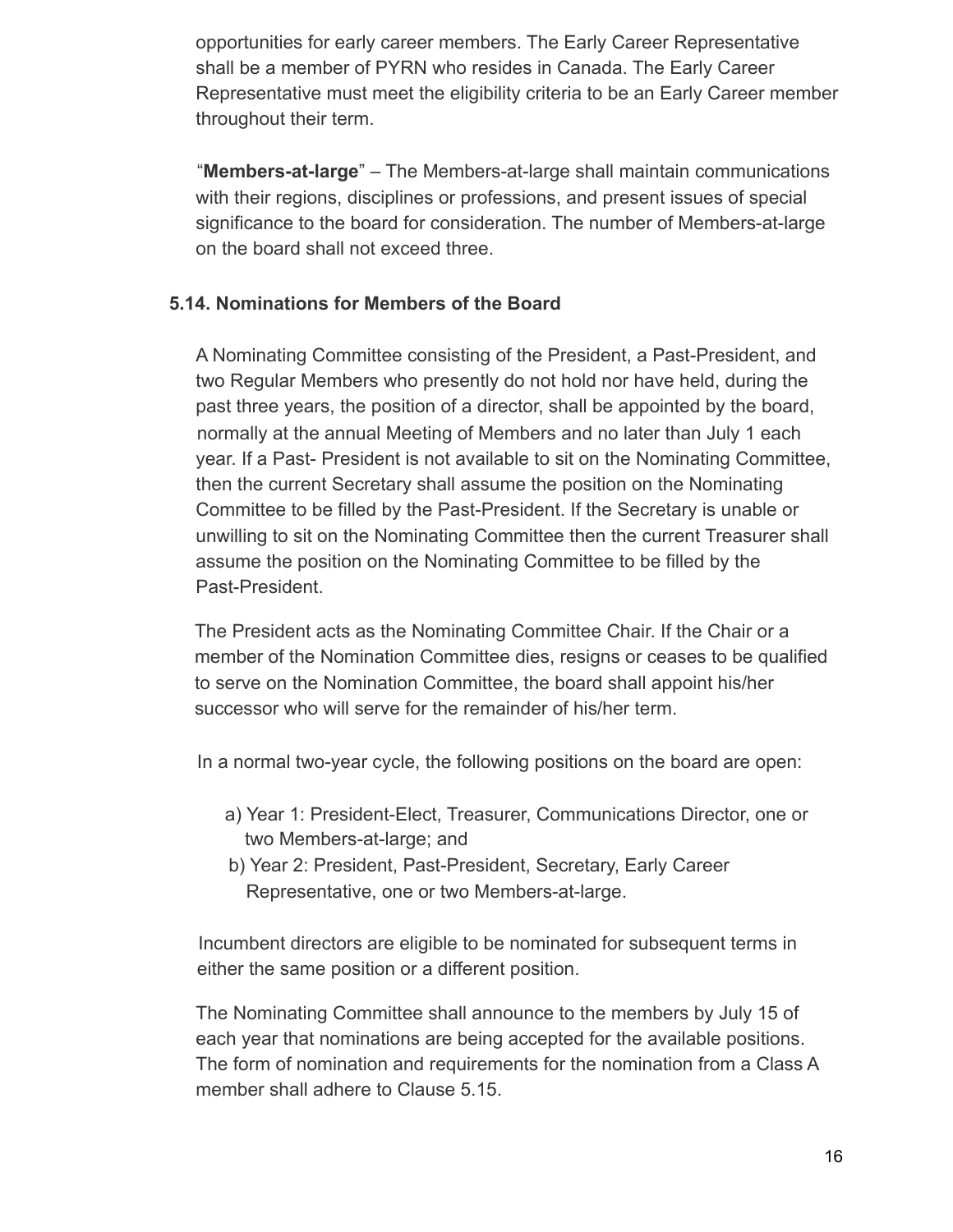opportunities for early career members. The Early Career Representative shall be a member of PYRN who resides in Canada. The Early Career Representative must meet the eligibility criteria to be an Early Career member throughout their term.

“**Members-at-large**” – The Members-at-large shall maintain communications with their regions, disciplines or professions, and present issues of special significance to the board for consideration. The number of Members-at-large on the board shall not exceed three.

### 5.14. Nominations for Members of the Board

A Nominating Committee consisting of the President, a Past-President, and two Regular Members who presently do not hold nor have held, during the past three years, the position of a director, shall be appointed by the board, normally at the annual Meeting of Members and no later than July 1 each year. If a Past- President is not available to sit on the Nominating Committee, then the current Secretary shall assume the position on the Nominating Committee to be filled by the Past-President. If the Secretary is unable or unwilling to sit on the Nominating Committee then the current Treasurer shall assume the position on the Nominating Committee to be filled by the Past-President.

The President acts as the Nominating Committee Chair. If the Chair or a member of the Nomination Committee dies, resigns or ceases to be qualified to serve on the Nomination Committee, the board shall appoint his/her successor who will serve for the remainder of his/her term.

In a normal two-year cycle, the following positions on the board are open:

a) Year 1: President-Elect, Treasurer, Communications Director, one or two Members-at-large; and
b) Year 2: President, Past-President, Secretary, Early Career Representative, one or two Members-at-large.

Incumbent directors are eligible to be nominated for subsequent terms in either the same position or a different position.

The Nominating Committee shall announce to the members by July 15 of each year that nominations are being accepted for the available positions. The form of nomination and requirements for the nomination from a Class A member shall adhere to Clause 5.15.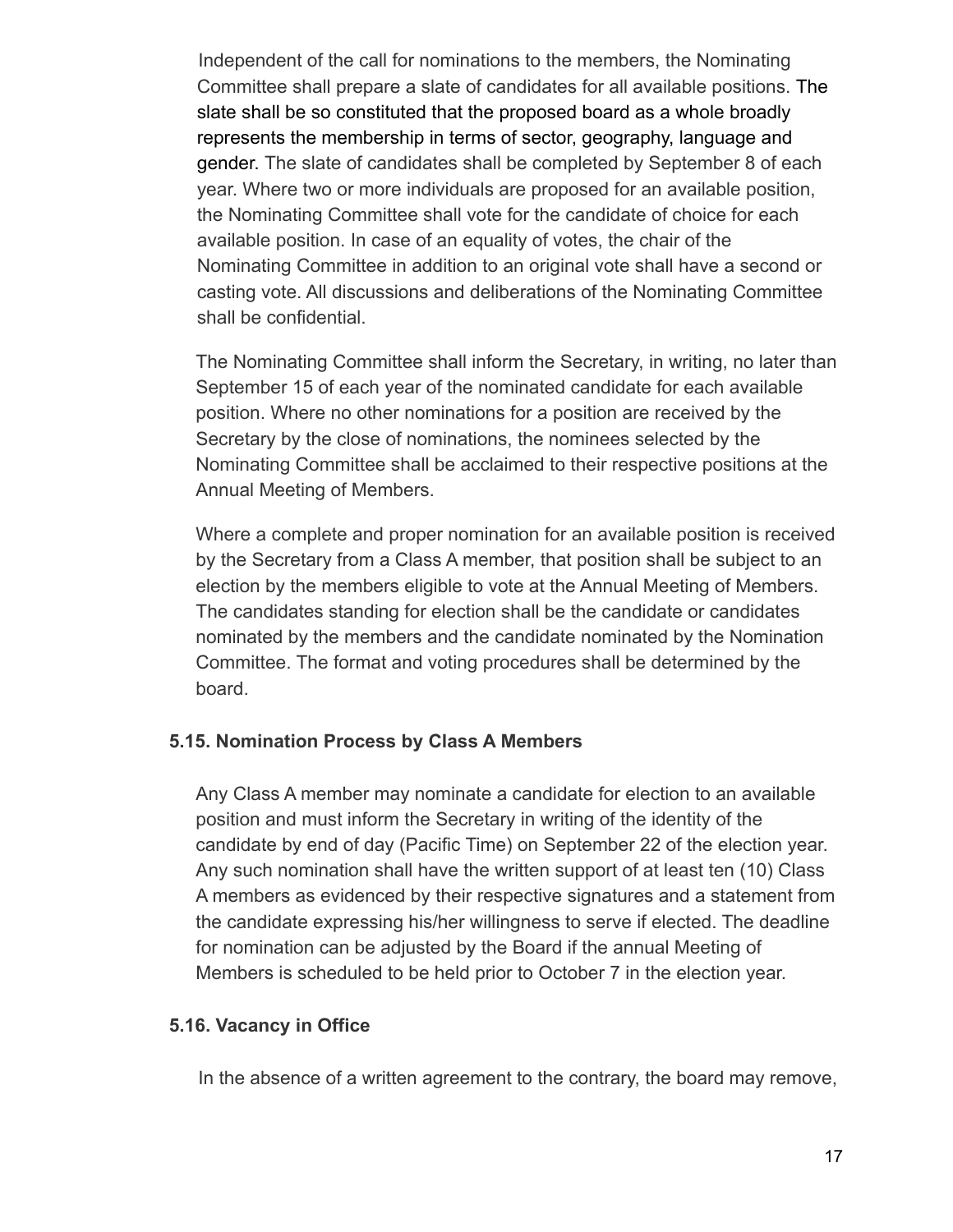Independent of the call for nominations to the members, the Nominating Committee shall prepare a slate of candidates for all available positions. The slate shall be so constituted that the proposed board as a whole broadly represents the membership in terms of sector, geography, language and gender. The slate of candidates shall be completed by September 8 of each year. Where two or more individuals are proposed for an available position, the Nominating Committee shall vote for the candidate of choice for each available position. In case of an equality of votes, the chair of the Nominating Committee in addition to an original vote shall have a second or casting vote. All discussions and deliberations of the Nominating Committee shall be confidential.

The Nominating Committee shall inform the Secretary, in writing, no later than September 15 of each year of the nominated candidate for each available position. Where no other nominations for a position are received by the Secretary by the close of nominations, the nominees selected by the Nominating Committee shall be acclaimed to their respective positions at the Annual Meeting of Members.

Where a complete and proper nomination for an available position is received by the Secretary from a Class A member, that position shall be subject to an election by the members eligible to vote at the Annual Meeting of Members. The candidates standing for election shall be the candidate or candidates nominated by the members and the candidate nominated by the Nomination Committee. The format and voting procedures shall be determined by the board.

### 5.15. Nomination Process by Class A Members

Any Class A member may nominate a candidate for election to an available position and must inform the Secretary in writing of the identity of the candidate by end of day (Pacific Time) on September 22 of the election year. Any such nomination shall have the written support of at least ten (10) Class A members as evidenced by their respective signatures and a statement from the candidate expressing his/her willingness to serve if elected. The deadline for nomination can be adjusted by the Board if the annual Meeting of Members is scheduled to be held prior to October 7 in the election year.

### 5.16. Vacancy in Office

In the absence of a written agreement to the contrary, the board may remove,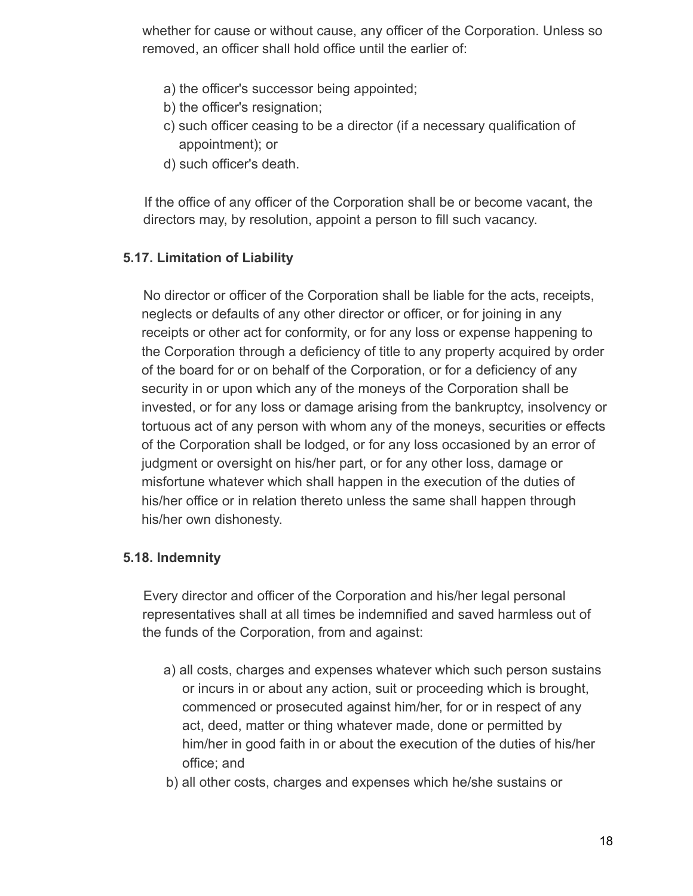whether for cause or without cause, any officer of the Corporation. Unless so removed, an officer shall hold office until the earlier of:

a) the officer's successor being appointed;
b) the officer's resignation;
c) such officer ceasing to be a director (if a necessary qualification of appointment); or
d) such officer's death.

If the office of any officer of the Corporation shall be or become vacant, the directors may, by resolution, appoint a person to fill such vacancy.

**5.17. Limitation of Liability**

No director or officer of the Corporation shall be liable for the acts, receipts, neglects or defaults of any other director or officer, or for joining in any receipts or other act for conformity, or for any loss or expense happening to the Corporation through a deficiency of title to any property acquired by order of the board for or on behalf of the Corporation, or for a deficiency of any security in or upon which any of the moneys of the Corporation shall be invested, or for any loss or damage arising from the bankruptcy, insolvency or tortuous act of any person with whom any of the moneys, securities or effects of the Corporation shall be lodged, or for any loss occasioned by an error of judgment or oversight on his/her part, or for any other loss, damage or misfortune whatever which shall happen in the execution of the duties of his/her office or in relation thereto unless the same shall happen through his/her own dishonesty.

**5.18. Indemnity**

Every director and officer of the Corporation and his/her legal personal representatives shall at all times be indemnified and saved harmless out of the funds of the Corporation, from and against:

a) all costs, charges and expenses whatever which such person sustains or incurs in or about any action, suit or proceeding which is brought, commenced or prosecuted against him/her, for or in respect of any act, deed, matter or thing whatever made, done or permitted by him/her in good faith in or about the execution of the duties of his/her office; and
b) all other costs, charges and expenses which he/she sustains or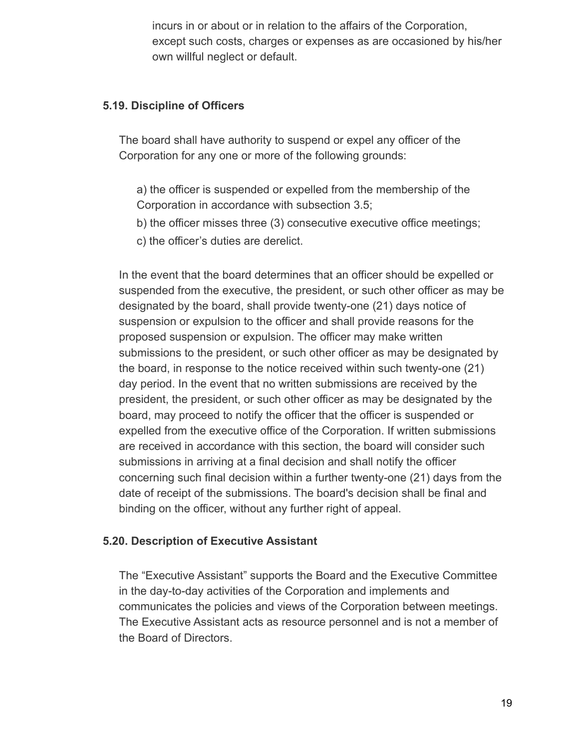incurs in or about or in relation to the affairs of the Corporation, except such costs, charges or expenses as are occasioned by his/her own willful neglect or default.

### 5.19. Discipline of Officers

The board shall have authority to suspend or expel any officer of the Corporation for any one or more of the following grounds:

a) the officer is suspended or expelled from the membership of the Corporation in accordance with subsection 3.5;
b) the officer misses three (3) consecutive executive office meetings;
c) the officer's duties are derelict.

In the event that the board determines that an officer should be expelled or suspended from the executive, the president, or such other officer as may be designated by the board, shall provide twenty-one (21) days notice of suspension or expulsion to the officer and shall provide reasons for the proposed suspension or expulsion. The officer may make written submissions to the president, or such other officer as may be designated by the board, in response to the notice received within such twenty-one (21) day period. In the event that no written submissions are received by the president, the president, or such other officer as may be designated by the board, may proceed to notify the officer that the officer is suspended or expelled from the executive office of the Corporation. If written submissions are received in accordance with this section, the board will consider such submissions in arriving at a final decision and shall notify the officer concerning such final decision within a further twenty-one (21) days from the date of receipt of the submissions. The board's decision shall be final and binding on the officer, without any further right of appeal.

### 5.20. Description of Executive Assistant

The "Executive Assistant" supports the Board and the Executive Committee in the day-to-day activities of the Corporation and implements and communicates the policies and views of the Corporation between meetings. The Executive Assistant acts as resource personnel and is not a member of the Board of Directors.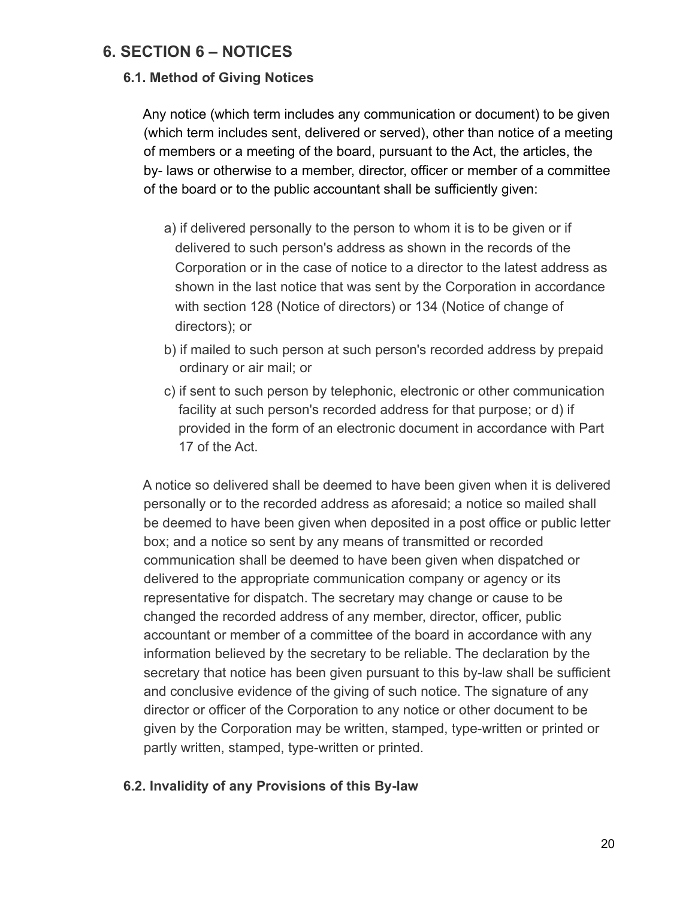## 6. SECTION 6 – NOTICES

### 6.1. Method of Giving Notices

Any notice (which term includes any communication or document) to be given (which term includes sent, delivered or served), other than notice of a meeting of members or a meeting of the board, pursuant to the Act, the articles, the by- laws or otherwise to a member, director, officer or member of a committee of the board or to the public accountant shall be sufficiently given:

a) if delivered personally to the person to whom it is to be given or if delivered to such person's address as shown in the records of the Corporation or in the case of notice to a director to the latest address as shown in the last notice that was sent by the Corporation in accordance with section 128 (Notice of directors) or 134 (Notice of change of directors); or

b) if mailed to such person at such person's recorded address by prepaid ordinary or air mail; or

c) if sent to such person by telephonic, electronic or other communication facility at such person's recorded address for that purpose; or d) if provided in the form of an electronic document in accordance with Part 17 of the Act.

A notice so delivered shall be deemed to have been given when it is delivered personally or to the recorded address as aforesaid; a notice so mailed shall be deemed to have been given when deposited in a post office or public letter box; and a notice so sent by any means of transmitted or recorded communication shall be deemed to have been given when dispatched or delivered to the appropriate communication company or agency or its representative for dispatch. The secretary may change or cause to be changed the recorded address of any member, director, officer, public accountant or member of a committee of the board in accordance with any information believed by the secretary to be reliable. The declaration by the secretary that notice has been given pursuant to this by-law shall be sufficient and conclusive evidence of the giving of such notice. The signature of any director or officer of the Corporation to any notice or other document to be given by the Corporation may be written, stamped, type-written or printed or partly written, stamped, type-written or printed.

### 6.2. Invalidity of any Provisions of this By-law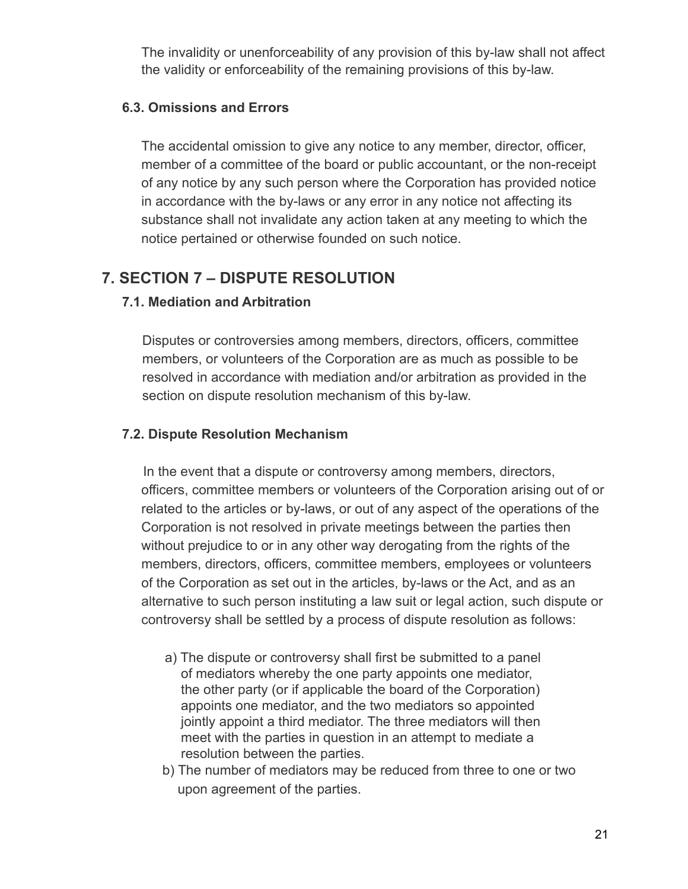The invalidity or unenforceability of any provision of this by-law shall not affect the validity or enforceability of the remaining provisions of this by-law.

### 6.3. Omissions and Errors

The accidental omission to give any notice to any member, director, officer, member of a committee of the board or public accountant, or the non-receipt of any notice by any such person where the Corporation has provided notice in accordance with the by-laws or any error in any notice not affecting its substance shall not invalidate any action taken at any meeting to which the notice pertained or otherwise founded on such notice.

## 7. SECTION 7 – DISPUTE RESOLUTION

### 7.1. Mediation and Arbitration

Disputes or controversies among members, directors, officers, committee members, or volunteers of the Corporation are as much as possible to be resolved in accordance with mediation and/or arbitration as provided in the section on dispute resolution mechanism of this by-law.

### 7.2. Dispute Resolution Mechanism

In the event that a dispute or controversy among members, directors, officers, committee members or volunteers of the Corporation arising out of or related to the articles or by-laws, or out of any aspect of the operations of the Corporation is not resolved in private meetings between the parties then without prejudice to or in any other way derogating from the rights of the members, directors, officers, committee members, employees or volunteers of the Corporation as set out in the articles, by-laws or the Act, and as an alternative to such person instituting a law suit or legal action, such dispute or controversy shall be settled by a process of dispute resolution as follows:

a) The dispute or controversy shall first be submitted to a panel of mediators whereby the one party appoints one mediator, the other party (or if applicable the board of the Corporation) appoints one mediator, and the two mediators so appointed jointly appoint a third mediator. The three mediators will then meet with the parties in question in an attempt to mediate a resolution between the parties.

b) The number of mediators may be reduced from three to one or two upon agreement of the parties.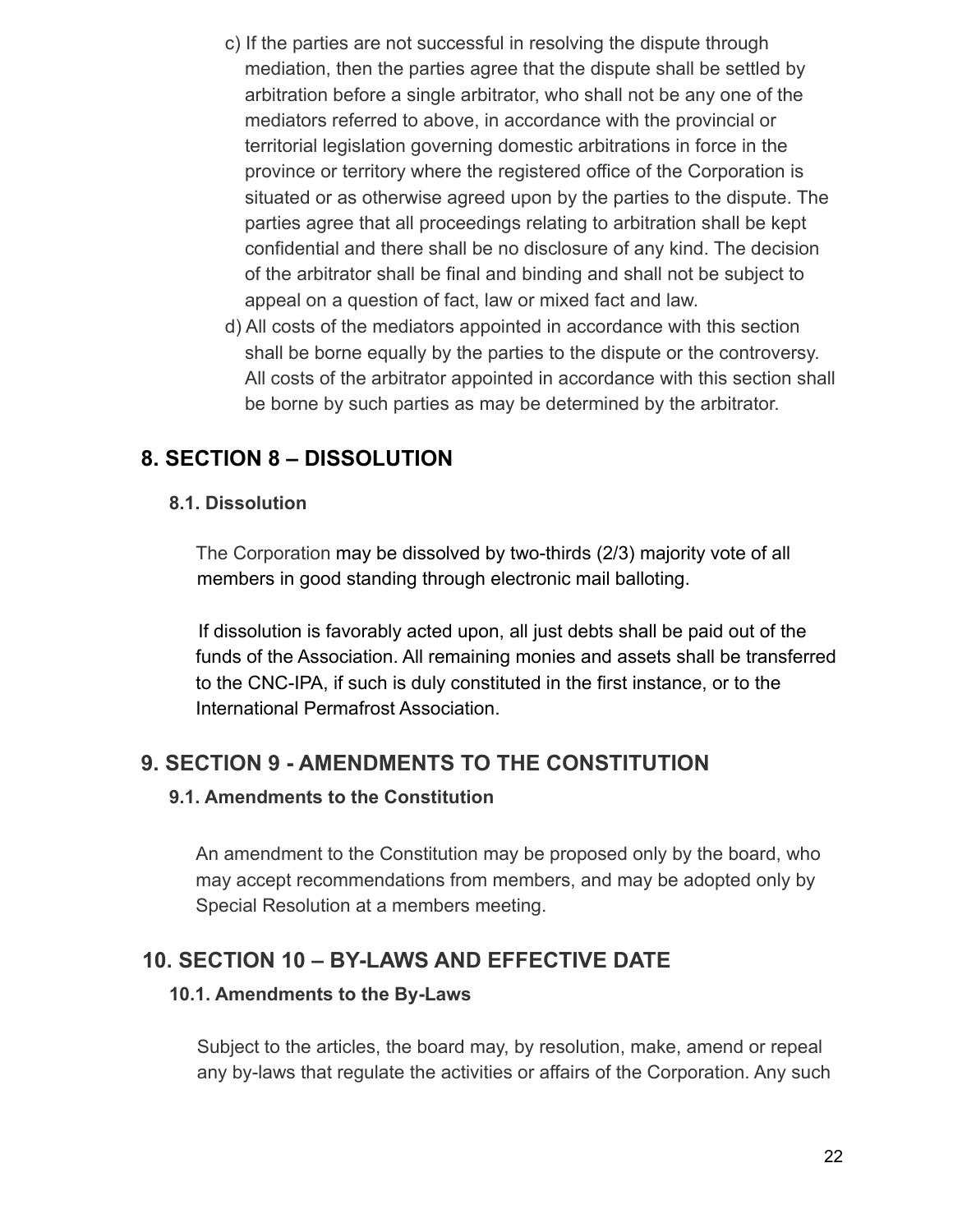c) If the parties are not successful in resolving the dispute through mediation, then the parties agree that the dispute shall be settled by arbitration before a single arbitrator, who shall not be any one of the mediators referred to above, in accordance with the provincial or territorial legislation governing domestic arbitrations in force in the province or territory where the registered office of the Corporation is situated or as otherwise agreed upon by the parties to the dispute. The parties agree that all proceedings relating to arbitration shall be kept confidential and there shall be no disclosure of any kind. The decision of the arbitrator shall be final and binding and shall not be subject to appeal on a question of fact, law or mixed fact and law.

d) All costs of the mediators appointed in accordance with this section shall be borne equally by the parties to the dispute or the controversy. All costs of the arbitrator appointed in accordance with this section shall be borne by such parties as may be determined by the arbitrator.

## 8. SECTION 8 – DISSOLUTION

### 8.1. Dissolution

The Corporation may be dissolved by two-thirds (2/3) majority vote of all members in good standing through electronic mail balloting.

If dissolution is favorably acted upon, all just debts shall be paid out of the funds of the Association. All remaining monies and assets shall be transferred to the CNC-IPA, if such is duly constituted in the first instance, or to the International Permafrost Association.

## 9. SECTION 9 - AMENDMENTS TO THE CONSTITUTION

### 9.1. Amendments to the Constitution

An amendment to the Constitution may be proposed only by the board, who may accept recommendations from members, and may be adopted only by Special Resolution at a members meeting.

## 10. SECTION 10 – BY-LAWS AND EFFECTIVE DATE

### 10.1. Amendments to the By-Laws

Subject to the articles, the board may, by resolution, make, amend or repeal any by-laws that regulate the activities or affairs of the Corporation. Any such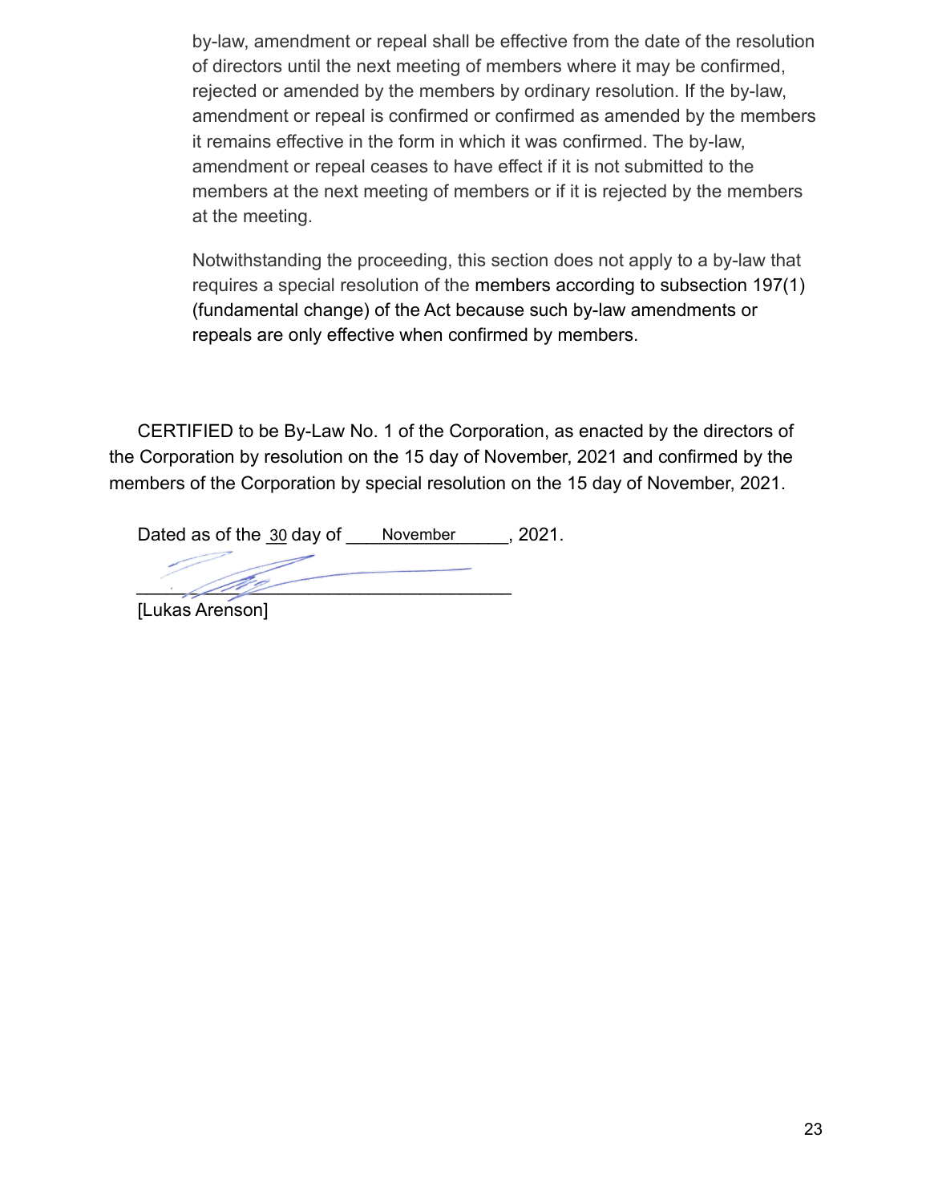by-law, amendment or repeal shall be effective from the date of the resolution of directors until the next meeting of members where it may be confirmed, rejected or amended by the members by ordinary resolution. If the by-law, amendment or repeal is confirmed or confirmed as amended by the members it remains effective in the form in which it was confirmed. The by-law, amendment or repeal ceases to have effect if it is not submitted to the members at the next meeting of members or if it is rejected by the members at the meeting.

Notwithstanding the proceeding, this section does not apply to a by-law that requires a special resolution of the members according to subsection 197(1) (fundamental change) of the Act because such by-law amendments or repeals are only effective when confirmed by members.

CERTIFIED to be By-Law No. 1 of the Corporation, as enacted by the directors of the Corporation by resolution on the 15 day of November, 2021 and confirmed by the members of the Corporation by special resolution on the 15 day of November, 2021.

Dated as of the 30 day of November, 2021.

_______________________________________

[Lukas Arenson]